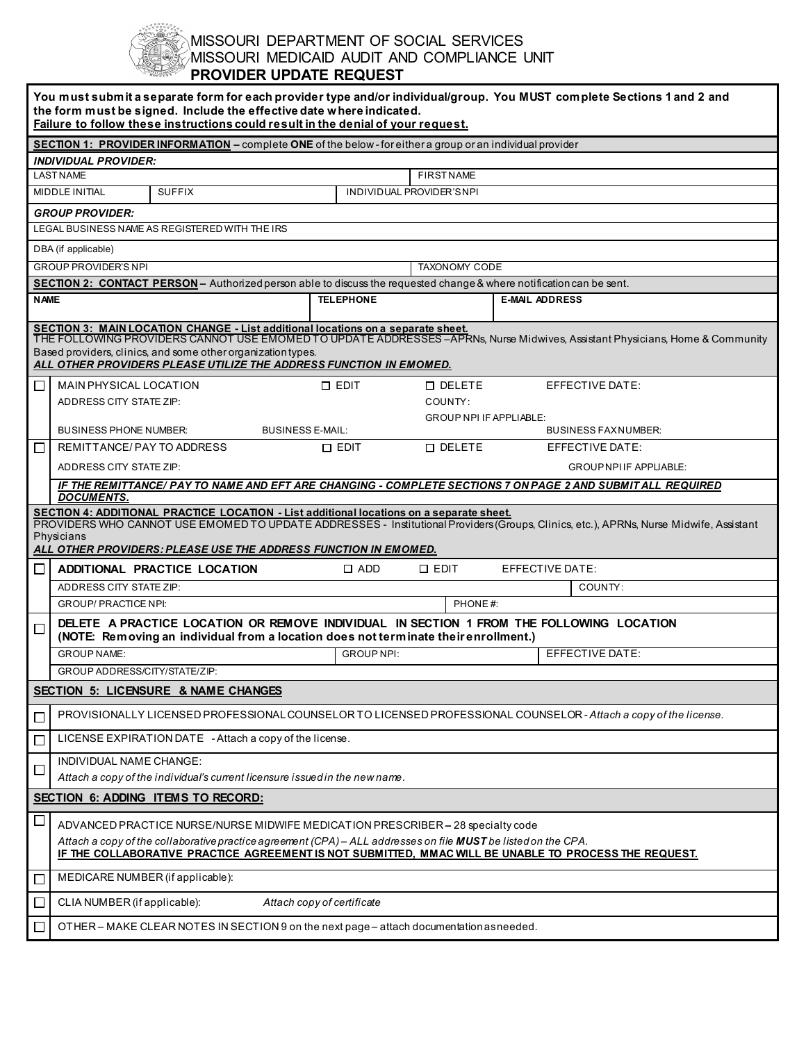# MISSOURI DEPARTMENT OF SOCIAL SERVICES
# MISSOURI MEDICAID AUDIT AND COMPLIANCE UNIT
## PROVIDER UPDATE REQUEST

**You must submit a separate form for each provider type and/or individual/group. You MUST complete Sections 1 and 2 and the form must be signed. Include the effective date where indicated.**
**Failure to follow these instructions could result in the denial of your request.**

**SECTION 1: PROVIDER INFORMATION** – complete **ONE** of the below - for either a group or an individual provider

***INDIVIDUAL PROVIDER:***

| LAST NAME | | FIRST NAME |
|---|---|---|
| MIDDLE INITIAL | SUFFIX | INDIVIDUAL PROVIDER'S NPI |

***GROUP PROVIDER:***

| LEGAL BUSINESS NAME AS REGISTERED WITH THE IRS | |
|---|---|
| DBA (if applicable) | |
| GROUP PROVIDER'S NPI | TAXONOMY CODE |

**SECTION 2: CONTACT PERSON** – Authorized person able to discuss the requested change & where notification can be sent.

| NAME | TELEPHONE | E-MAIL ADDRESS |
|---|---|---|
| | | |

**SECTION 3: MAIN LOCATION CHANGE - List additional locations on a separate sheet.**
THE FOLLOWING PROVIDERS CANNOT USE EMOMED TO UPDATE ADDRESSES –APRNs, Nurse Midwives, Assistant Physicians, Home & Community Based providers, clinics, and some other organization types.
***ALL OTHER PROVIDERS PLEASE UTILIZE THE ADDRESS FUNCTION IN EMOMED.***

☐ MAIN PHYSICAL LOCATION ☐ EDIT ☐ DELETE EFFECTIVE DATE:
ADDRESS CITY STATE ZIP: COUNTY:
GROUP NPI IF APPLIABLE:
BUSINESS PHONE NUMBER: BUSINESS E-MAIL: BUSINESS FAX NUMBER:

☐ REMITTANCE/ PAY TO ADDRESS ☐ EDIT ☐ DELETE EFFECTIVE DATE:
ADDRESS CITY STATE ZIP: GROUP NPI IF APPLIABLE:

***IF THE REMITTANCE/ PAY TO NAME AND EFT ARE CHANGING - COMPLETE SECTIONS 7 ON PAGE 2 AND SUBMIT ALL REQUIRED DOCUMENTS.***

**SECTION 4: ADDITIONAL PRACTICE LOCATION - List additional locations on a separate sheet.**
PROVIDERS WHO CANNOT USE EMOMED TO UPDATE ADDRESSES - Institutional Providers (Groups, Clinics, etc.), APRNs, Nurse Midwife, Assistant Physicians
***ALL OTHER PROVIDERS: PLEASE USE THE ADDRESS FUNCTION IN EMOMED.***

☐ **ADDITIONAL PRACTICE LOCATION** ☐ ADD ☐ EDIT EFFECTIVE DATE:
ADDRESS CITY STATE ZIP: COUNTY:
GROUP/ PRACTICE NPI: PHONE #:

☐ **DELETE A PRACTICE LOCATION OR REMOVE INDIVIDUAL IN SECTION 1 FROM THE FOLLOWING LOCATION (NOTE: Removing an individual from a location does not terminate their enrollment.)**
GROUP NAME: GROUP NPI: EFFECTIVE DATE:
GROUP ADDRESS/CITY/STATE/ZIP:

**SECTION 5: LICENSURE & NAME CHANGES**

☐ PROVISIONALLY LICENSED PROFESSIONAL COUNSELOR TO LICENSED PROFESSIONAL COUNSELOR - *Attach a copy of the license.*

☐ LICENSE EXPIRATION DATE - Attach a copy of the license.

☐ INDIVIDUAL NAME CHANGE:
*Attach a copy of the individual's current licensure issued in the new name.*

**SECTION 6: ADDING ITEMS TO RECORD:**

☐ ADVANCED PRACTICE NURSE/NURSE MIDWIFE MEDICATION PRESCRIBER – 28 specialty code
*Attach a copy of the collaborative practice agreement (CPA) – ALL addresses on file **MUST** be listed on the CPA.*
**IF THE COLLABORATIVE PRACTICE AGREEMENT IS NOT SUBMITTED, MMAC WILL BE UNABLE TO PROCESS THE REQUEST.**

☐ MEDICARE NUMBER (if applicable):

☐ CLIA NUMBER (if applicable): *Attach copy of certificate*

☐ OTHER – MAKE CLEAR NOTES IN SECTION 9 on the next page – attach documentation as needed.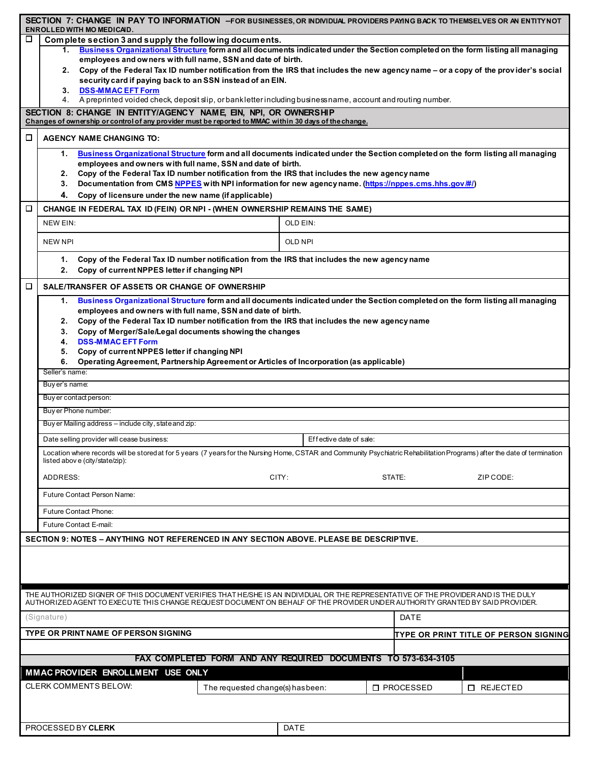## SECTION 7: CHANGE IN PAY TO INFORMATION –FOR BUSINESSES, OR INDIVIDUAL PROVIDERS PAYING BACK TO THEMSELVES OR AN ENTITY NOT ENROLLED WITH MO MEDICAID.

☐ **Complete section 3 and supply the following documents.**

1. **Business Organizational Structure form and all documents indicated under the Section completed on the form listing all managing employees and owners with full name, SSN and date of birth.**
2. **Copy of the Federal Tax ID number notification from the IRS that includes the new agency name – or a copy of the provider's social security card if paying back to an SSN instead of an EIN.**
3. **DSS-MMAC EFT Form**
4. A preprinted voided check, deposit slip, or bank letter including business name, account and routing number.

## SECTION 8: CHANGE IN ENTITY/AGENCY NAME, EIN, NPI, OR OWNERSHIP

**Changes of ownership or control of any provider must be reported to MMAC within 30 days of the change.**

☐ **AGENCY NAME CHANGING TO:**

1. **Business Organizational Structure form and all documents indicated under the Section completed on the form listing all managing employees and owners with full name, SSN and date of birth.**
2. **Copy of the Federal Tax ID number notification from the IRS that includes the new agency name**
3. **Documentation from CMS NPPES with NPI information for new agency name. (https://nppes.cms.hhs.gov/#/)**
4. **Copy of licensure under the new name (if applicable)**

☐ **CHANGE IN FEDERAL TAX ID (FEIN) OR NPI - (WHEN OWNERSHIP REMAINS THE SAME)**

| | |
|---|---|
| NEW EIN: | OLD EIN: |
| NEW NPI | OLD NPI |

1. **Copy of the Federal Tax ID number notification from the IRS that includes the new agency name**
2. **Copy of current NPPES letter if changing NPI**

☐ **SALE/TRANSFER OF ASSETS OR CHANGE OF OWNERSHIP**

1. **Business Organizational Structure form and all documents indicated under the Section completed on the form listing all managing employees and owners with full name, SSN and date of birth.**
2. **Copy of the Federal Tax ID number notification from the IRS that includes the new agency name**
3. **Copy of Merger/Sale/Legal documents showing the changes**
4. **DSS-MMAC EFT Form**
5. **Copy of current NPPES letter if changing NPI**
6. **Operating Agreement, Partnership Agreement or Articles of Incorporation (as applicable)**

Seller's name:

Buyer's name:

Buyer contact person:

Buyer Phone number:

Buyer Mailing address – include city, state and zip:

| | |
|---|---|
| Date selling provider will cease business: | Effective date of sale: |

Location where records will be stored at for 5 years (7 years for the Nursing Home, CSTAR and Community Psychiatric Rehabilitation Programs) after the date of termination listed above (city/state/zip):

| | | | |
|---|---|---|---|
| ADDRESS: | CITY: | STATE: | ZIP CODE: |

Future Contact Person Name:

Future Contact Phone:

Future Contact E-mail:

## SECTION 9: NOTES – ANYTHING NOT REFERENCED IN ANY SECTION ABOVE. PLEASE BE DESCRIPTIVE.

THE AUTHORIZED SIGNER OF THIS DOCUMENT VERIFIES THAT HE/SHE IS AN INDIVIDUAL OR THE REPRESENTATIVE OF THE PROVIDER AND IS THE DULY AUTHORIZED AGENT TO EXECUTE THIS CHANGE REQUEST DOCUMENT ON BEHALF OF THE PROVIDER UNDER AUTHORITY GRANTED BY SAID PROVIDER.

| | |
|---|---|
| (Signature) | DATE |
| **TYPE OR PRINT NAME OF PERSON SIGNING** | **TYPE OR PRINT TITLE OF PERSON SIGNING** |

**FAX COMPLETED FORM AND ANY REQUIRED DOCUMENTS TO 573-634-3105**

**MMAC PROVIDER ENROLLMENT USE ONLY**

| | | | |
|---|---|---|---|
| CLERK COMMENTS BELOW: | The requested change(s) has been: | ☐ PROCESSED | ☐ REJECTED |

| | |
|---|---|
| PROCESSED BY **CLERK** | DATE |